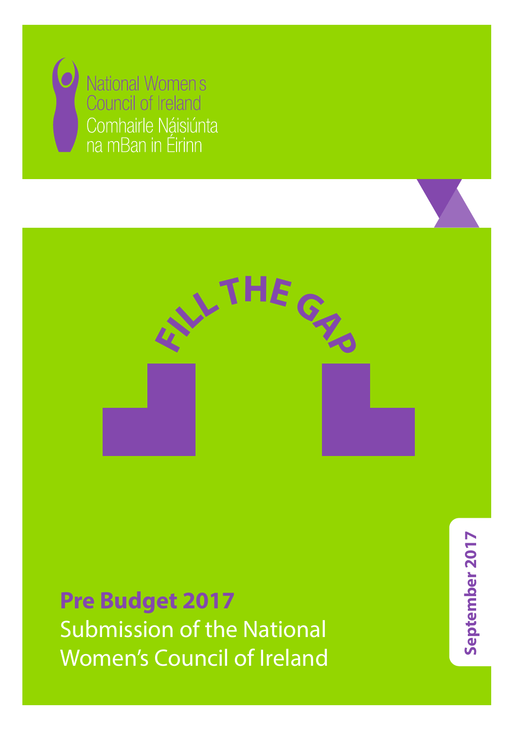National Women's Council of Ireland

Comhairle Náisiúnta na mBan in Éirinn

# FILL THE GAP

**Pre Budget 2017**

Submission of the National Women's Council of Ireland

**September 2017**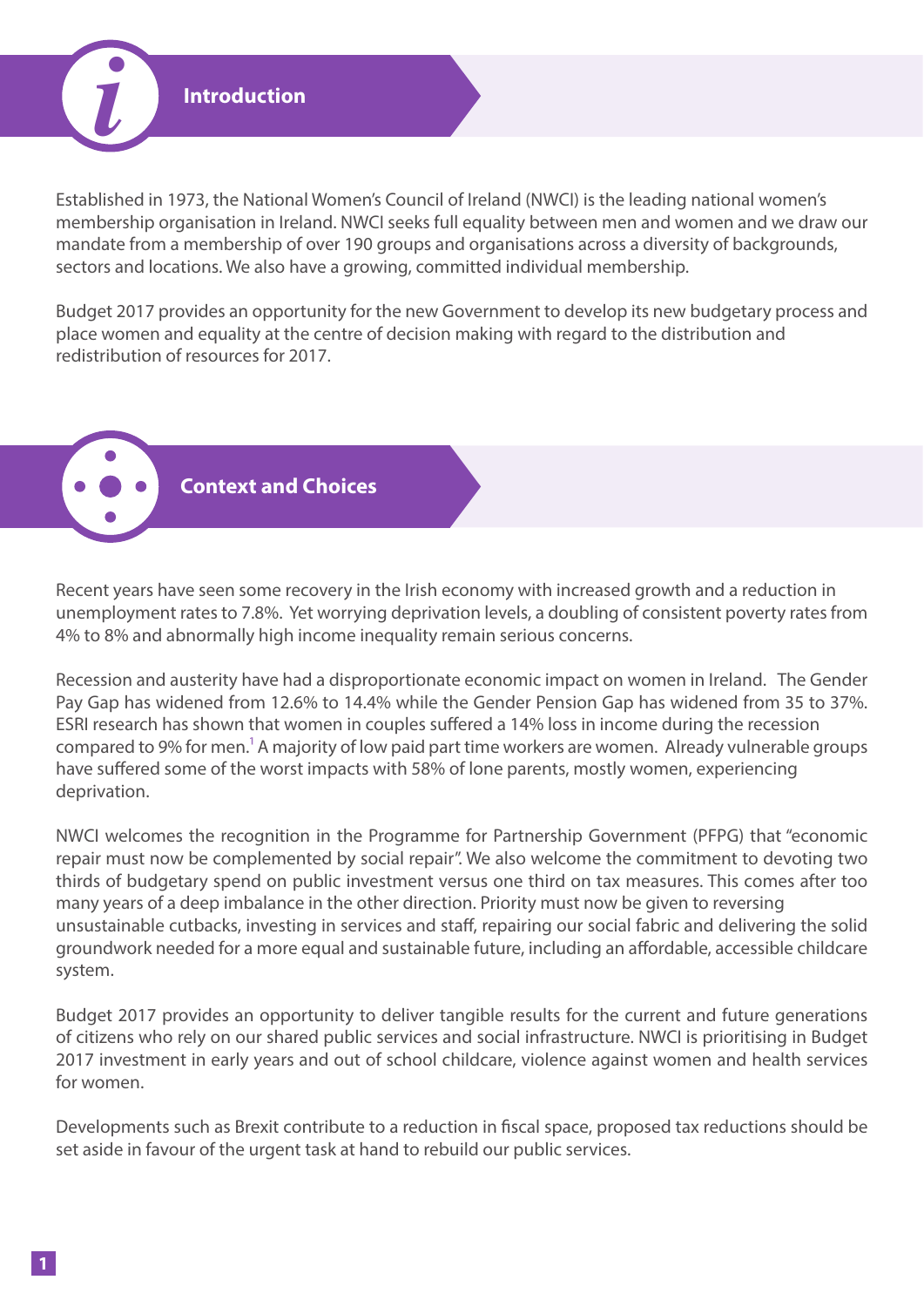## Introduction

Established in 1973, the National Women's Council of Ireland (NWCI) is the leading national women's membership organisation in Ireland. NWCI seeks full equality between men and women and we draw our mandate from a membership of over 190 groups and organisations across a diversity of backgrounds, sectors and locations. We also have a growing, committed individual membership.

Budget 2017 provides an opportunity for the new Government to develop its new budgetary process and place women and equality at the centre of decision making with regard to the distribution and redistribution of resources for 2017.

## Context and Choices

Recent years have seen some recovery in the Irish economy with increased growth and a reduction in unemployment rates to 7.8%. Yet worrying deprivation levels, a doubling of consistent poverty rates from 4% to 8% and abnormally high income inequality remain serious concerns.

Recession and austerity have had a disproportionate economic impact on women in Ireland. The Gender Pay Gap has widened from 12.6% to 14.4% while the Gender Pension Gap has widened from 35 to 37%. ESRI research has shown that women in couples suffered a 14% loss in income during the recession compared to 9% for men.[1] A majority of low paid part time workers are women. Already vulnerable groups have suffered some of the worst impacts with 58% of lone parents, mostly women, experiencing deprivation.

NWCI welcomes the recognition in the Programme for Partnership Government (PFPG) that "economic repair must now be complemented by social repair". We also welcome the commitment to devoting two thirds of budgetary spend on public investment versus one third on tax measures. This comes after too many years of a deep imbalance in the other direction. Priority must now be given to reversing unsustainable cutbacks, investing in services and staff, repairing our social fabric and delivering the solid groundwork needed for a more equal and sustainable future, including an affordable, accessible childcare system.

Budget 2017 provides an opportunity to deliver tangible results for the current and future generations of citizens who rely on our shared public services and social infrastructure. NWCI is prioritising in Budget 2017 investment in early years and out of school childcare, violence against women and health services for women.

Developments such as Brexit contribute to a reduction in fiscal space, proposed tax reductions should be set aside in favour of the urgent task at hand to rebuild our public services.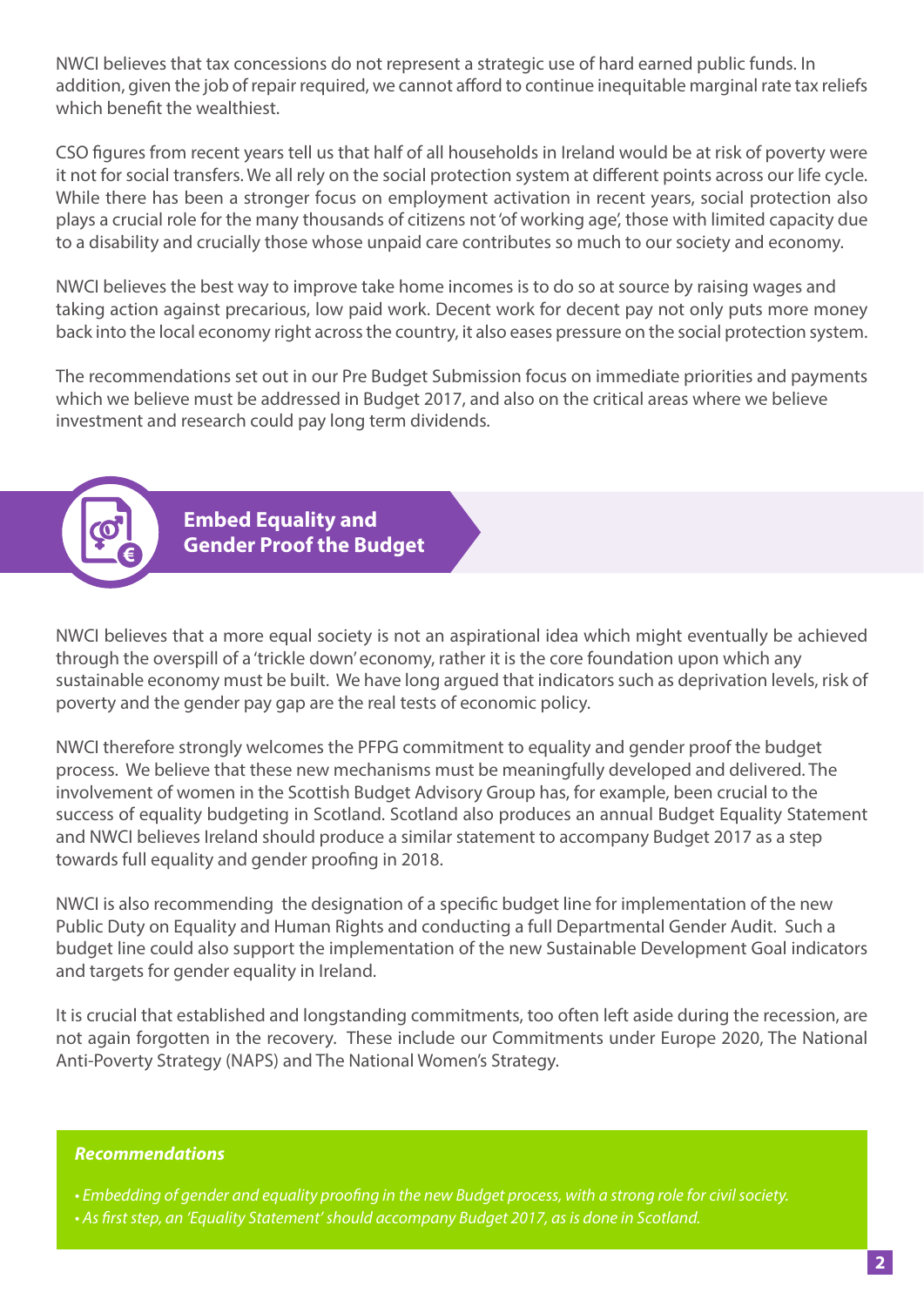NWCI believes that tax concessions do not represent a strategic use of hard earned public funds. In addition, given the job of repair required, we cannot afford to continue inequitable marginal rate tax reliefs which benefit the wealthiest.

CSO figures from recent years tell us that half of all households in Ireland would be at risk of poverty were it not for social transfers. We all rely on the social protection system at different points across our life cycle. While there has been a stronger focus on employment activation in recent years, social protection also plays a crucial role for the many thousands of citizens not 'of working age', those with limited capacity due to a disability and crucially those whose unpaid care contributes so much to our society and economy.

NWCI believes the best way to improve take home incomes is to do so at source by raising wages and taking action against precarious, low paid work. Decent work for decent pay not only puts more money back into the local economy right across the country, it also eases pressure on the social protection system.

The recommendations set out in our Pre Budget Submission focus on immediate priorities and payments which we believe must be addressed in Budget 2017, and also on the critical areas where we believe investment and research could pay long term dividends.

## Embed Equality and Gender Proof the Budget

NWCI believes that a more equal society is not an aspirational idea which might eventually be achieved through the overspill of a 'trickle down' economy, rather it is the core foundation upon which any sustainable economy must be built. We have long argued that indicators such as deprivation levels, risk of poverty and the gender pay gap are the real tests of economic policy.

NWCI therefore strongly welcomes the PFPG commitment to equality and gender proof the budget process. We believe that these new mechanisms must be meaningfully developed and delivered. The involvement of women in the Scottish Budget Advisory Group has, for example, been crucial to the success of equality budgeting in Scotland. Scotland also produces an annual Budget Equality Statement and NWCI believes Ireland should produce a similar statement to accompany Budget 2017 as a step towards full equality and gender proofing in 2018.

NWCI is also recommending the designation of a specific budget line for implementation of the new Public Duty on Equality and Human Rights and conducting a full Departmental Gender Audit. Such a budget line could also support the implementation of the new Sustainable Development Goal indicators and targets for gender equality in Ireland.

It is crucial that established and longstanding commitments, too often left aside during the recession, are not again forgotten in the recovery. These include our Commitments under Europe 2020, The National Anti-Poverty Strategy (NAPS) and The National Women's Strategy.

***Recommendations***

- *Embedding of gender and equality proofing in the new Budget process, with a strong role for civil society.*
- *As first step, an 'Equality Statement' should accompany Budget 2017, as is done in Scotland.*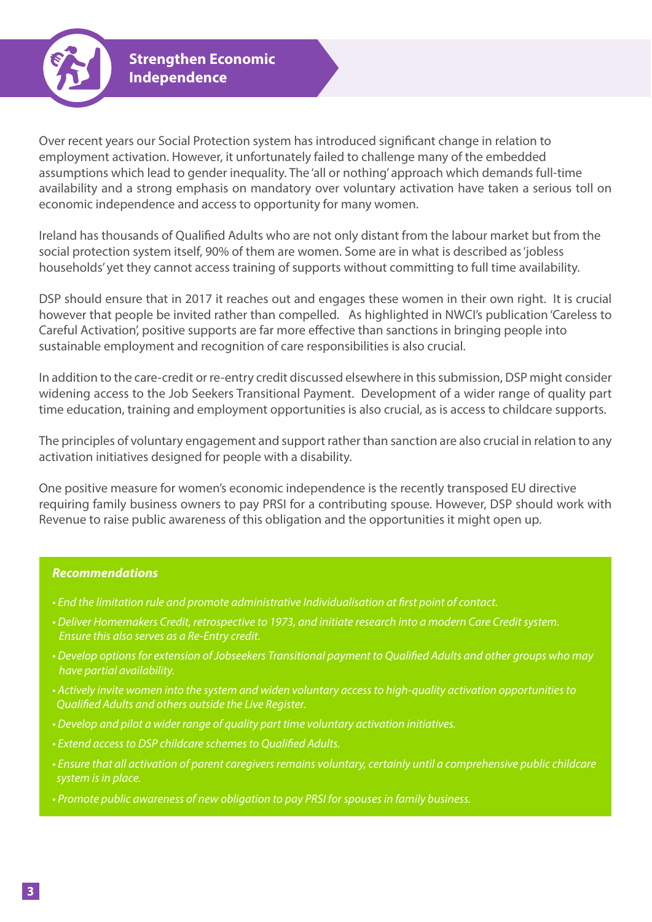## Strengthen Economic Independence

Over recent years our Social Protection system has introduced significant change in relation to employment activation. However, it unfortunately failed to challenge many of the embedded assumptions which lead to gender inequality. The 'all or nothing' approach which demands full-time availability and a strong emphasis on mandatory over voluntary activation have taken a serious toll on economic independence and access to opportunity for many women.

Ireland has thousands of Qualified Adults who are not only distant from the labour market but from the social protection system itself, 90% of them are women. Some are in what is described as 'jobless households' yet they cannot access training of supports without committing to full time availability.

DSP should ensure that in 2017 it reaches out and engages these women in their own right. It is crucial however that people be invited rather than compelled. As highlighted in NWCI's publication 'Careless to Careful Activation', positive supports are far more effective than sanctions in bringing people into sustainable employment and recognition of care responsibilities is also crucial.

In addition to the care-credit or re-entry credit discussed elsewhere in this submission, DSP might consider widening access to the Job Seekers Transitional Payment. Development of a wider range of quality part time education, training and employment opportunities is also crucial, as is access to childcare supports.

The principles of voluntary engagement and support rather than sanction are also crucial in relation to any activation initiatives designed for people with a disability.

One positive measure for women's economic independence is the recently transposed EU directive requiring family business owners to pay PRSI for a contributing spouse. However, DSP should work with Revenue to raise public awareness of this obligation and the opportunities it might open up.

***Recommendations***

- *End the limitation rule and promote administrative Individualisation at first point of contact.*
- *Deliver Homemakers Credit, retrospective to 1973, and initiate research into a modern Care Credit system. Ensure this also serves as a Re-Entry credit.*
- *Develop options for extension of Jobseekers Transitional payment to Qualified Adults and other groups who may have partial availability.*
- *Actively invite women into the system and widen voluntary access to high-quality activation opportunities to Qualified Adults and others outside the Live Register.*
- *Develop and pilot a wider range of quality part time voluntary activation initiatives.*
- *Extend access to DSP childcare schemes to Qualified Adults.*
- *Ensure that all activation of parent caregivers remains voluntary, certainly until a comprehensive public childcare system is in place.*
- *Promote public awareness of new obligation to pay PRSI for spouses in family business.*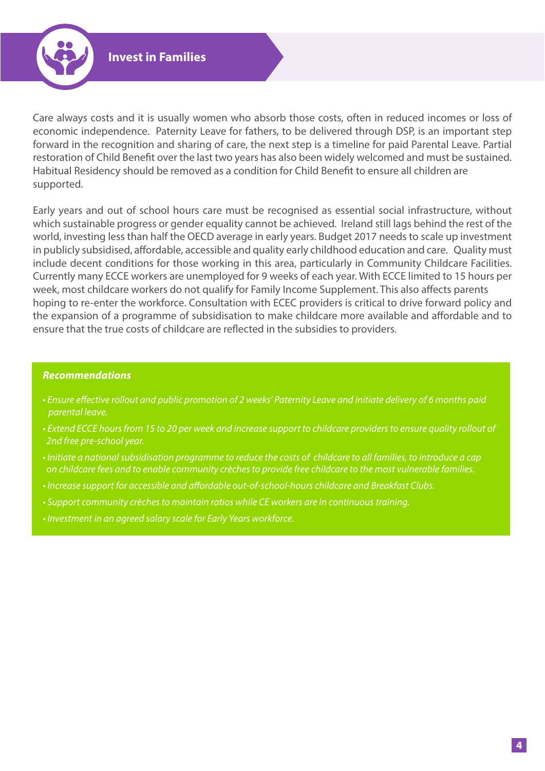# Invest in Families

Care always costs and it is usually women who absorb those costs, often in reduced incomes or loss of economic independence. Paternity Leave for fathers, to be delivered through DSP, is an important step forward in the recognition and sharing of care, the next step is a timeline for paid Parental Leave. Partial restoration of Child Benefit over the last two years has also been widely welcomed and must be sustained. Habitual Residency should be removed as a condition for Child Benefit to ensure all children are supported.

Early years and out of school hours care must be recognised as essential social infrastructure, without which sustainable progress or gender equality cannot be achieved. Ireland still lags behind the rest of the world, investing less than half the OECD average in early years. Budget 2017 needs to scale up investment in publicly subsidised, affordable, accessible and quality early childhood education and care. Quality must include decent conditions for those working in this area, particularly in Community Childcare Facilities. Currently many ECCE workers are unemployed for 9 weeks of each year. With ECCE limited to 15 hours per week, most childcare workers do not qualify for Family Income Supplement. This also affects parents hoping to re-enter the workforce. Consultation with ECEC providers is critical to drive forward policy and the expansion of a programme of subsidisation to make childcare more available and affordable and to ensure that the true costs of childcare are reflected in the subsidies to providers.

***Recommendations***

- *Ensure effective rollout and public promotion of 2 weeks' Paternity Leave and initiate delivery of 6 months paid parental leave.*
- *Extend ECCE hours from 15 to 20 per week and increase support to childcare providers to ensure quality rollout of 2nd free pre-school year.*
- *Initiate a national subsidisation programme to reduce the costs of childcare to all families, to introduce a cap on childcare fees and to enable community crèches to provide free childcare to the most vulnerable families.*
- *Increase support for accessible and affordable out-of-school-hours childcare and Breakfast Clubs.*
- *Support community crèches to maintain ratios while CE workers are in continuous training.*
- *Investment in an agreed salary scale for Early Years workforce.*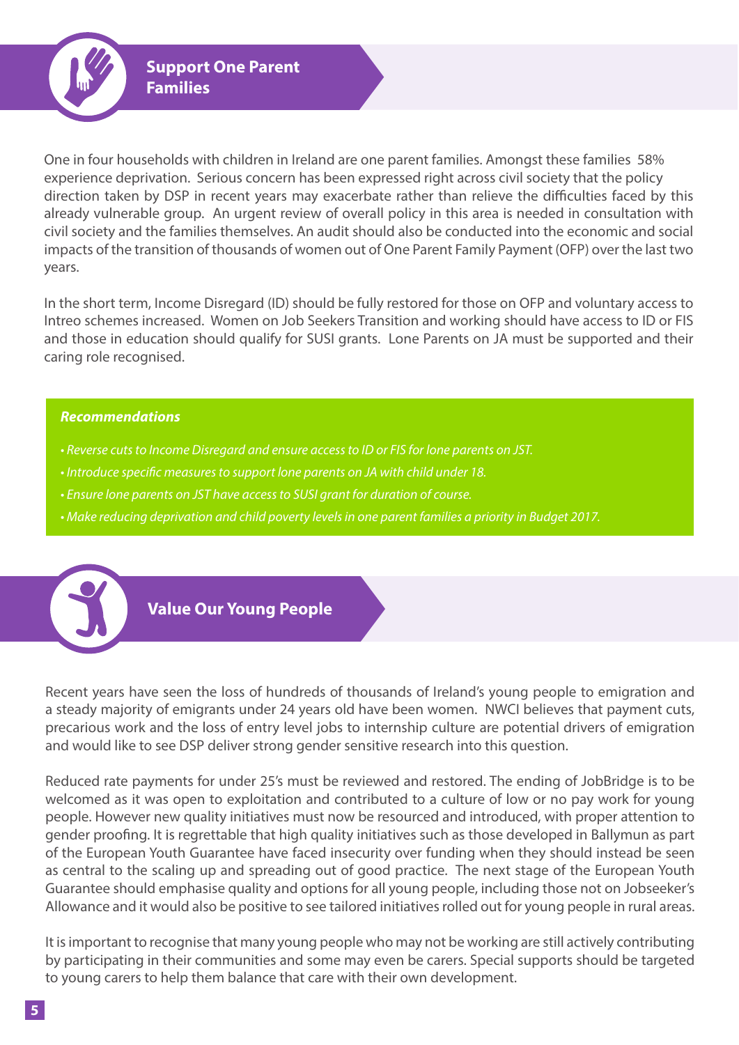## Support One Parent Families

One in four households with children in Ireland are one parent families. Amongst these families 58% experience deprivation. Serious concern has been expressed right across civil society that the policy direction taken by DSP in recent years may exacerbate rather than relieve the difficulties faced by this already vulnerable group. An urgent review of overall policy in this area is needed in consultation with civil society and the families themselves. An audit should also be conducted into the economic and social impacts of the transition of thousands of women out of One Parent Family Payment (OFP) over the last two years.

In the short term, Income Disregard (ID) should be fully restored for those on OFP and voluntary access to Intreo schemes increased. Women on Job Seekers Transition and working should have access to ID or FIS and those in education should qualify for SUSI grants. Lone Parents on JA must be supported and their caring role recognised.

***Recommendations***

- *Reverse cuts to Income Disregard and ensure access to ID or FIS for lone parents on JST.*
- *Introduce specific measures to support lone parents on JA with child under 18.*
- *Ensure lone parents on JST have access to SUSI grant for duration of course.*
- *Make reducing deprivation and child poverty levels in one parent families a priority in Budget 2017.*

## Value Our Young People

Recent years have seen the loss of hundreds of thousands of Ireland's young people to emigration and a steady majority of emigrants under 24 years old have been women. NWCI believes that payment cuts, precarious work and the loss of entry level jobs to internship culture are potential drivers of emigration and would like to see DSP deliver strong gender sensitive research into this question.

Reduced rate payments for under 25's must be reviewed and restored. The ending of JobBridge is to be welcomed as it was open to exploitation and contributed to a culture of low or no pay work for young people. However new quality initiatives must now be resourced and introduced, with proper attention to gender proofing. It is regrettable that high quality initiatives such as those developed in Ballymun as part of the European Youth Guarantee have faced insecurity over funding when they should instead be seen as central to the scaling up and spreading out of good practice. The next stage of the European Youth Guarantee should emphasise quality and options for all young people, including those not on Jobseeker's Allowance and it would also be positive to see tailored initiatives rolled out for young people in rural areas.

It is important to recognise that many young people who may not be working are still actively contributing by participating in their communities and some may even be carers. Special supports should be targeted to young carers to help them balance that care with their own development.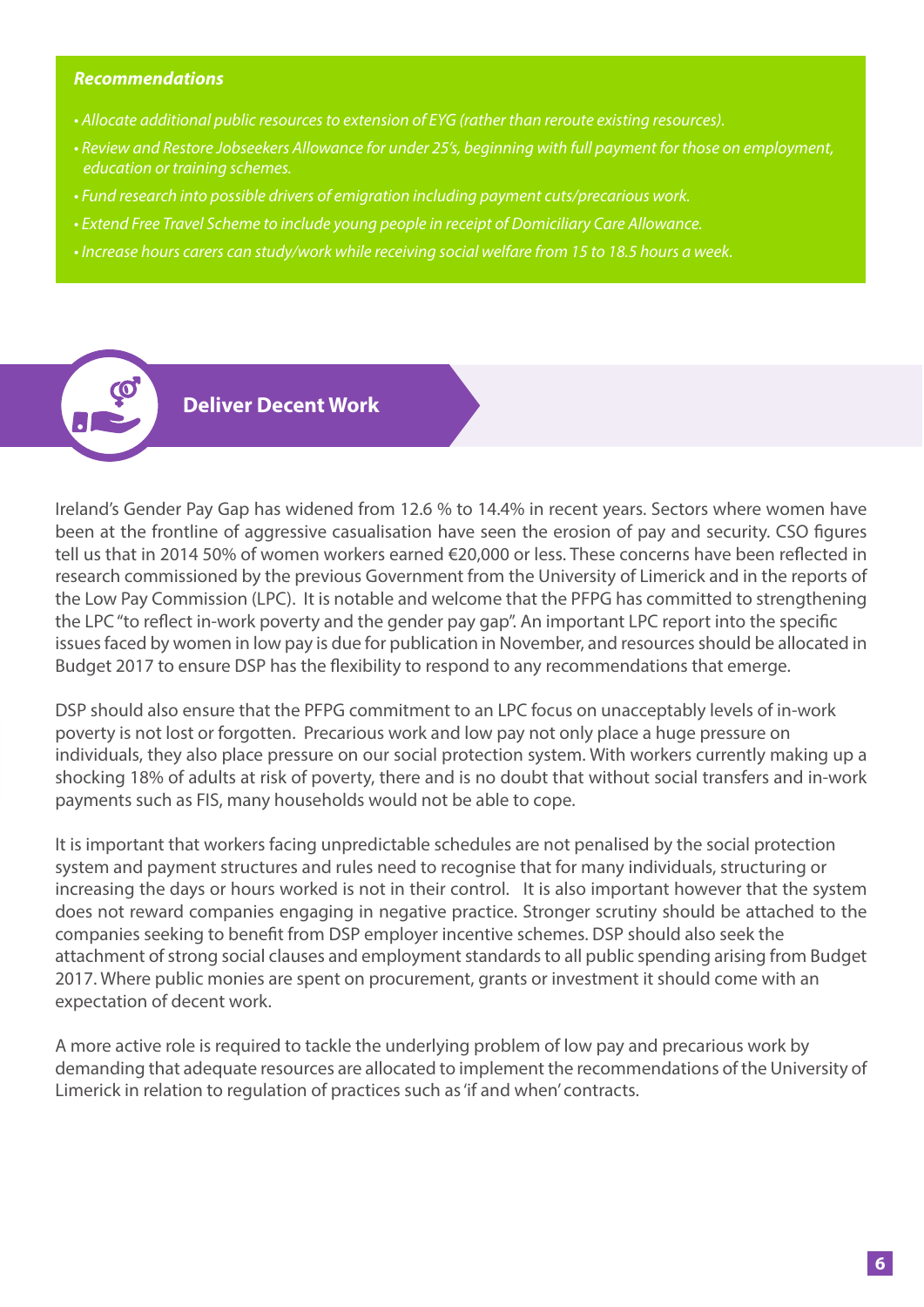***Recommendations***

- *Allocate additional public resources to extension of EYG (rather than reroute existing resources).*
- *Review and Restore Jobseekers Allowance for under 25's, beginning with full payment for those on employment, education or training schemes.*
- *Fund research into possible drivers of emigration including payment cuts/precarious work.*
- *Extend Free Travel Scheme to include young people in receipt of Domiciliary Care Allowance.*
- *Increase hours carers can study/work while receiving social welfare from 15 to 18.5 hours a week.*

## Deliver Decent Work

Ireland's Gender Pay Gap has widened from 12.6 % to 14.4% in recent years. Sectors where women have been at the frontline of aggressive casualisation have seen the erosion of pay and security. CSO figures tell us that in 2014 50% of women workers earned €20,000 or less. These concerns have been reflected in research commissioned by the previous Government from the University of Limerick and in the reports of the Low Pay Commission (LPC). It is notable and welcome that the PFPG has committed to strengthening the LPC "to reflect in-work poverty and the gender pay gap". An important LPC report into the specific issues faced by women in low pay is due for publication in November, and resources should be allocated in Budget 2017 to ensure DSP has the flexibility to respond to any recommendations that emerge.

DSP should also ensure that the PFPG commitment to an LPC focus on unacceptably levels of in-work poverty is not lost or forgotten. Precarious work and low pay not only place a huge pressure on individuals, they also place pressure on our social protection system. With workers currently making up a shocking 18% of adults at risk of poverty, there and is no doubt that without social transfers and in-work payments such as FIS, many households would not be able to cope.

It is important that workers facing unpredictable schedules are not penalised by the social protection system and payment structures and rules need to recognise that for many individuals, structuring or increasing the days or hours worked is not in their control. It is also important however that the system does not reward companies engaging in negative practice. Stronger scrutiny should be attached to the companies seeking to benefit from DSP employer incentive schemes. DSP should also seek the attachment of strong social clauses and employment standards to all public spending arising from Budget 2017. Where public monies are spent on procurement, grants or investment it should come with an expectation of decent work.

A more active role is required to tackle the underlying problem of low pay and precarious work by demanding that adequate resources are allocated to implement the recommendations of the University of Limerick in relation to regulation of practices such as 'if and when' contracts.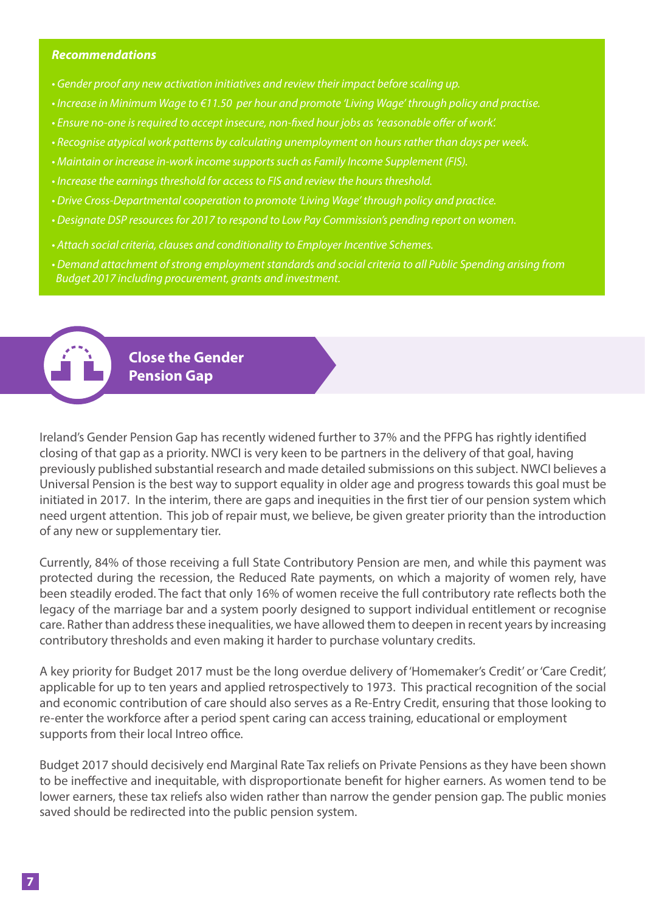***Recommendations***

- *Gender proof any new activation initiatives and review their impact before scaling up.*
- *Increase in Minimum Wage to €11.50 per hour and promote 'Living Wage' through policy and practise.*
- *Ensure no-one is required to accept insecure, non-fixed hour jobs as 'reasonable offer of work'.*
- *Recognise atypical work patterns by calculating unemployment on hours rather than days per week.*
- *Maintain or increase in-work income supports such as Family Income Supplement (FIS).*
- *Increase the earnings threshold for access to FIS and review the hours threshold.*
- *Drive Cross-Departmental cooperation to promote 'Living Wage' through policy and practice.*
- *Designate DSP resources for 2017 to respond to Low Pay Commission's pending report on women.*
- *Attach social criteria, clauses and conditionality to Employer Incentive Schemes.*
- *Demand attachment of strong employment standards and social criteria to all Public Spending arising from Budget 2017 including procurement, grants and investment.*

## Close the Gender Pension Gap

Ireland's Gender Pension Gap has recently widened further to 37% and the PFPG has rightly identified closing of that gap as a priority. NWCI is very keen to be partners in the delivery of that goal, having previously published substantial research and made detailed submissions on this subject. NWCI believes a Universal Pension is the best way to support equality in older age and progress towards this goal must be initiated in 2017. In the interim, there are gaps and inequities in the first tier of our pension system which need urgent attention. This job of repair must, we believe, be given greater priority than the introduction of any new or supplementary tier.

Currently, 84% of those receiving a full State Contributory Pension are men, and while this payment was protected during the recession, the Reduced Rate payments, on which a majority of women rely, have been steadily eroded. The fact that only 16% of women receive the full contributory rate reflects both the legacy of the marriage bar and a system poorly designed to support individual entitlement or recognise care. Rather than address these inequalities, we have allowed them to deepen in recent years by increasing contributory thresholds and even making it harder to purchase voluntary credits.

A key priority for Budget 2017 must be the long overdue delivery of 'Homemaker's Credit' or 'Care Credit', applicable for up to ten years and applied retrospectively to 1973. This practical recognition of the social and economic contribution of care should also serves as a Re-Entry Credit, ensuring that those looking to re-enter the workforce after a period spent caring can access training, educational or employment supports from their local Intreo office.

Budget 2017 should decisively end Marginal Rate Tax reliefs on Private Pensions as they have been shown to be ineffective and inequitable, with disproportionate benefit for higher earners. As women tend to be lower earners, these tax reliefs also widen rather than narrow the gender pension gap. The public monies saved should be redirected into the public pension system.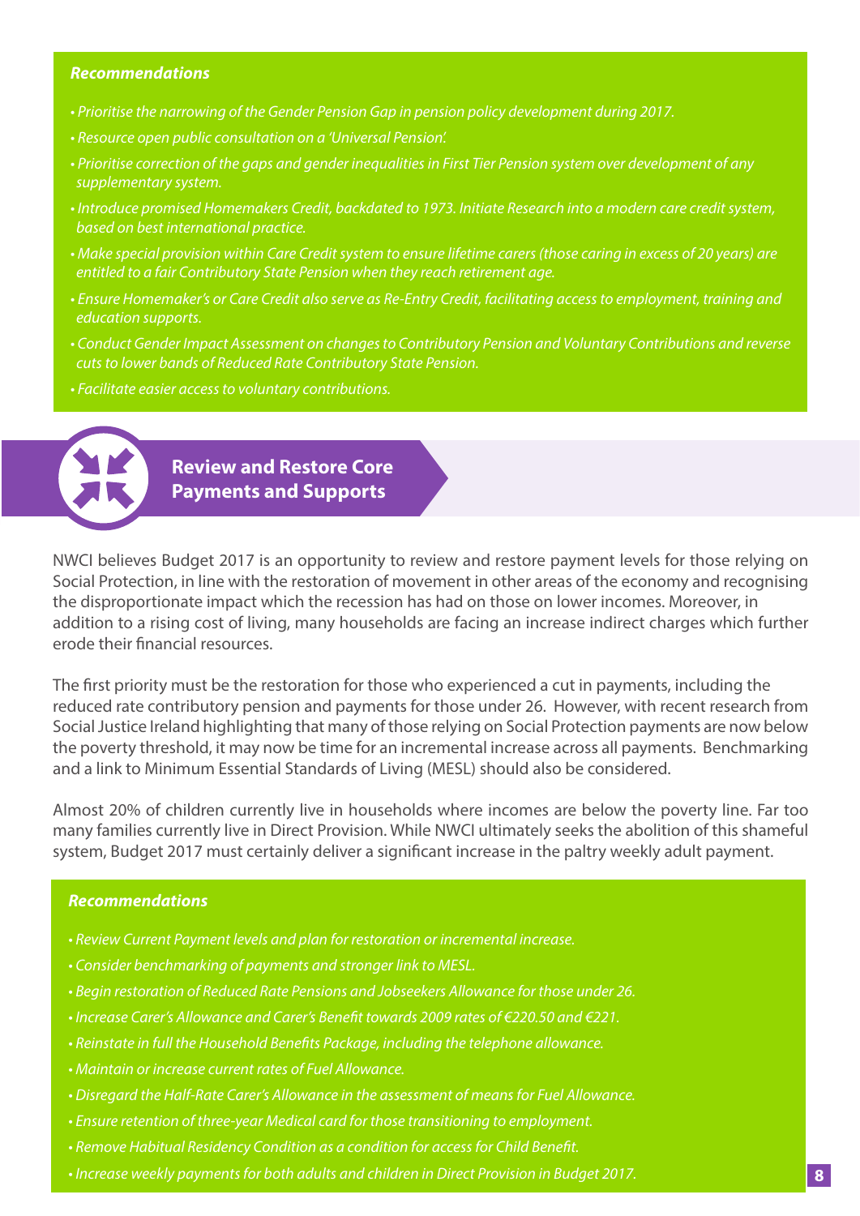***Recommendations***

- *Prioritise the narrowing of the Gender Pension Gap in pension policy development during 2017.*
- *Resource open public consultation on a 'Universal Pension'.*
- *Prioritise correction of the gaps and gender inequalities in First Tier Pension system over development of any supplementary system.*
- *Introduce promised Homemakers Credit, backdated to 1973. Initiate Research into a modern care credit system, based on best international practice.*
- *Make special provision within Care Credit system to ensure lifetime carers (those caring in excess of 20 years) are entitled to a fair Contributory State Pension when they reach retirement age.*
- *Ensure Homemaker's or Care Credit also serve as Re-Entry Credit, facilitating access to employment, training and education supports.*
- *Conduct Gender Impact Assessment on changes to Contributory Pension and Voluntary Contributions and reverse cuts to lower bands of Reduced Rate Contributory State Pension.*
- *Facilitate easier access to voluntary contributions.*

## Review and Restore Core Payments and Supports

NWCI believes Budget 2017 is an opportunity to review and restore payment levels for those relying on Social Protection, in line with the restoration of movement in other areas of the economy and recognising the disproportionate impact which the recession has had on those on lower incomes. Moreover, in addition to a rising cost of living, many households are facing an increase indirect charges which further erode their financial resources.

The first priority must be the restoration for those who experienced a cut in payments, including the reduced rate contributory pension and payments for those under 26. However, with recent research from Social Justice Ireland highlighting that many of those relying on Social Protection payments are now below the poverty threshold, it may now be time for an incremental increase across all payments. Benchmarking and a link to Minimum Essential Standards of Living (MESL) should also be considered.

Almost 20% of children currently live in households where incomes are below the poverty line. Far too many families currently live in Direct Provision. While NWCI ultimately seeks the abolition of this shameful system, Budget 2017 must certainly deliver a significant increase in the paltry weekly adult payment.

***Recommendations***

- *Review Current Payment levels and plan for restoration or incremental increase.*
- *Consider benchmarking of payments and stronger link to MESL.*
- *Begin restoration of Reduced Rate Pensions and Jobseekers Allowance for those under 26.*
- *Increase Carer's Allowance and Carer's Benefit towards 2009 rates of €220.50 and €221.*
- *Reinstate in full the Household Benefits Package, including the telephone allowance.*
- *Maintain or increase current rates of Fuel Allowance.*
- *Disregard the Half-Rate Carer's Allowance in the assessment of means for Fuel Allowance.*
- *Ensure retention of three-year Medical card for those transitioning to employment.*
- *Remove Habitual Residency Condition as a condition for access for Child Benefit.*
- *Increase weekly payments for both adults and children in Direct Provision in Budget 2017.*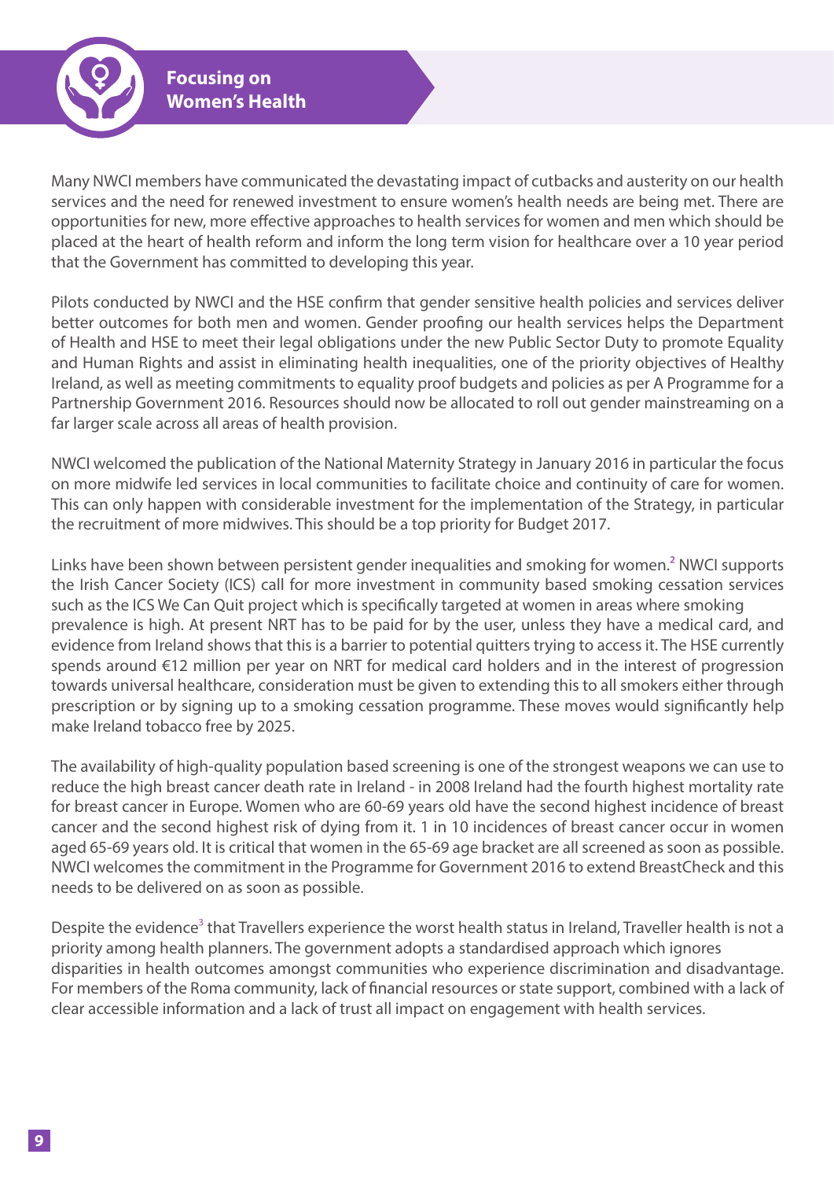# Focusing on Women's Health

Many NWCI members have communicated the devastating impact of cutbacks and austerity on our health services and the need for renewed investment to ensure women's health needs are being met. There are opportunities for new, more effective approaches to health services for women and men which should be placed at the heart of health reform and inform the long term vision for healthcare over a 10 year period that the Government has committed to developing this year.

Pilots conducted by NWCI and the HSE confirm that gender sensitive health policies and services deliver better outcomes for both men and women. Gender proofing our health services helps the Department of Health and HSE to meet their legal obligations under the new Public Sector Duty to promote Equality and Human Rights and assist in eliminating health inequalities, one of the priority objectives of Healthy Ireland, as well as meeting commitments to equality proof budgets and policies as per A Programme for a Partnership Government 2016. Resources should now be allocated to roll out gender mainstreaming on a far larger scale across all areas of health provision.

NWCI welcomed the publication of the National Maternity Strategy in January 2016 in particular the focus on more midwife led services in local communities to facilitate choice and continuity of care for women. This can only happen with considerable investment for the implementation of the Strategy, in particular the recruitment of more midwives. This should be a top priority for Budget 2017.

Links have been shown between persistent gender inequalities and smoking for women.[2] NWCI supports the Irish Cancer Society (ICS) call for more investment in community based smoking cessation services such as the ICS We Can Quit project which is specifically targeted at women in areas where smoking prevalence is high. At present NRT has to be paid for by the user, unless they have a medical card, and evidence from Ireland shows that this is a barrier to potential quitters trying to access it. The HSE currently spends around €12 million per year on NRT for medical card holders and in the interest of progression towards universal healthcare, consideration must be given to extending this to all smokers either through prescription or by signing up to a smoking cessation programme. These moves would significantly help make Ireland tobacco free by 2025.

The availability of high-quality population based screening is one of the strongest weapons we can use to reduce the high breast cancer death rate in Ireland - in 2008 Ireland had the fourth highest mortality rate for breast cancer in Europe. Women who are 60-69 years old have the second highest incidence of breast cancer and the second highest risk of dying from it. 1 in 10 incidences of breast cancer occur in women aged 65-69 years old. It is critical that women in the 65-69 age bracket are all screened as soon as possible. NWCI welcomes the commitment in the Programme for Government 2016 to extend BreastCheck and this needs to be delivered on as soon as possible.

Despite the evidence[3] that Travellers experience the worst health status in Ireland, Traveller health is not a priority among health planners. The government adopts a standardised approach which ignores disparities in health outcomes amongst communities who experience discrimination and disadvantage. For members of the Roma community, lack of financial resources or state support, combined with a lack of clear accessible information and a lack of trust all impact on engagement with health services.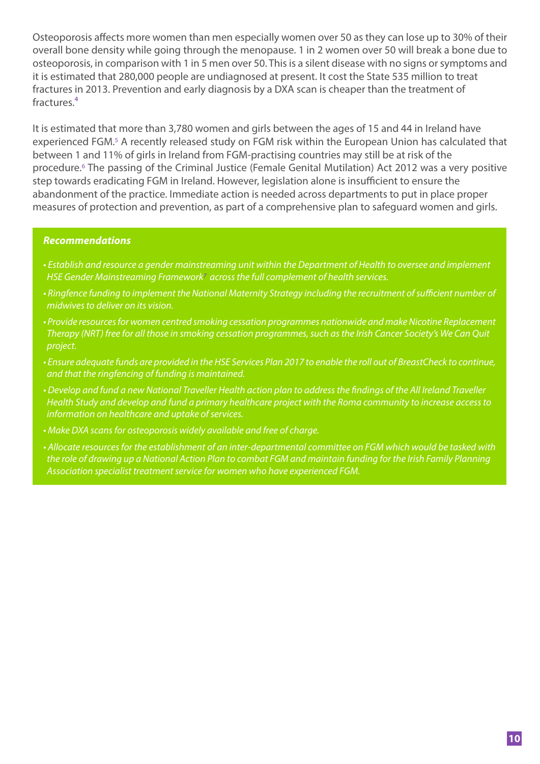Osteoporosis affects more women than men especially women over 50 as they can lose up to 30% of their overall bone density while going through the menopause. 1 in 2 women over 50 will break a bone due to osteoporosis, in comparison with 1 in 5 men over 50. This is a silent disease with no signs or symptoms and it is estimated that 280,000 people are undiagnosed at present. It cost the State 535 million to treat fractures in 2013. Prevention and early diagnosis by a DXA scan is cheaper than the treatment of fractures.[4]

It is estimated that more than 3,780 women and girls between the ages of 15 and 44 in Ireland have experienced FGM.[5] A recently released study on FGM risk within the European Union has calculated that between 1 and 11% of girls in Ireland from FGM-practising countries may still be at risk of the procedure.[6] The passing of the Criminal Justice (Female Genital Mutilation) Act 2012 was a very positive step towards eradicating FGM in Ireland. However, legislation alone is insufficient to ensure the abandonment of the practice. Immediate action is needed across departments to put in place proper measures of protection and prevention, as part of a comprehensive plan to safeguard women and girls.

***Recommendations***

- *Establish and resource a gender mainstreaming unit within the Department of Health to oversee and implement HSE Gender Mainstreaming Framework[7] across the full complement of health services.*
- *Ringfence funding to implement the National Maternity Strategy including the recruitment of sufficient number of midwives to deliver on its vision.*
- *Provide resources for women centred smoking cessation programmes nationwide and make Nicotine Replacement Therapy (NRT) free for all those in smoking cessation programmes, such as the Irish Cancer Society's We Can Quit project.*
- *Ensure adequate funds are provided in the HSE Services Plan 2017 to enable the roll out of BreastCheck to continue, and that the ringfencing of funding is maintained.*
- *Develop and fund a new National Traveller Health action plan to address the findings of the All Ireland Traveller Health Study and develop and fund a primary healthcare project with the Roma community to increase access to information on healthcare and uptake of services.*
- *Make DXA scans for osteoporosis widely available and free of charge.*
- *Allocate resources for the establishment of an inter-departmental committee on FGM which would be tasked with the role of drawing up a National Action Plan to combat FGM and maintain funding for the Irish Family Planning Association specialist treatment service for women who have experienced FGM.*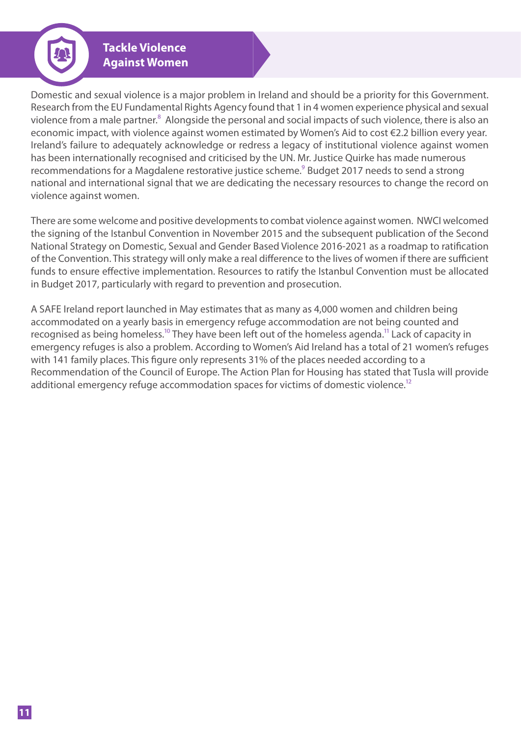## Tackle Violence Against Women

Domestic and sexual violence is a major problem in Ireland and should be a priority for this Government. Research from the EU Fundamental Rights Agency found that 1 in 4 women experience physical and sexual violence from a male partner.[8] Alongside the personal and social impacts of such violence, there is also an economic impact, with violence against women estimated by Women's Aid to cost €2.2 billion every year. Ireland's failure to adequately acknowledge or redress a legacy of institutional violence against women has been internationally recognised and criticised by the UN. Mr. Justice Quirke has made numerous recommendations for a Magdalene restorative justice scheme.[9] Budget 2017 needs to send a strong national and international signal that we are dedicating the necessary resources to change the record on violence against women.

There are some welcome and positive developments to combat violence against women. NWCI welcomed the signing of the Istanbul Convention in November 2015 and the subsequent publication of the Second National Strategy on Domestic, Sexual and Gender Based Violence 2016-2021 as a roadmap to ratification of the Convention. This strategy will only make a real difference to the lives of women if there are sufficient funds to ensure effective implementation. Resources to ratify the Istanbul Convention must be allocated in Budget 2017, particularly with regard to prevention and prosecution.

A SAFE Ireland report launched in May estimates that as many as 4,000 women and children being accommodated on a yearly basis in emergency refuge accommodation are not being counted and recognised as being homeless.[10] They have been left out of the homeless agenda.[11] Lack of capacity in emergency refuges is also a problem. According to Women's Aid Ireland has a total of 21 women's refuges with 141 family places. This figure only represents 31% of the places needed according to a Recommendation of the Council of Europe. The Action Plan for Housing has stated that Tusla will provide additional emergency refuge accommodation spaces for victims of domestic violence.[12]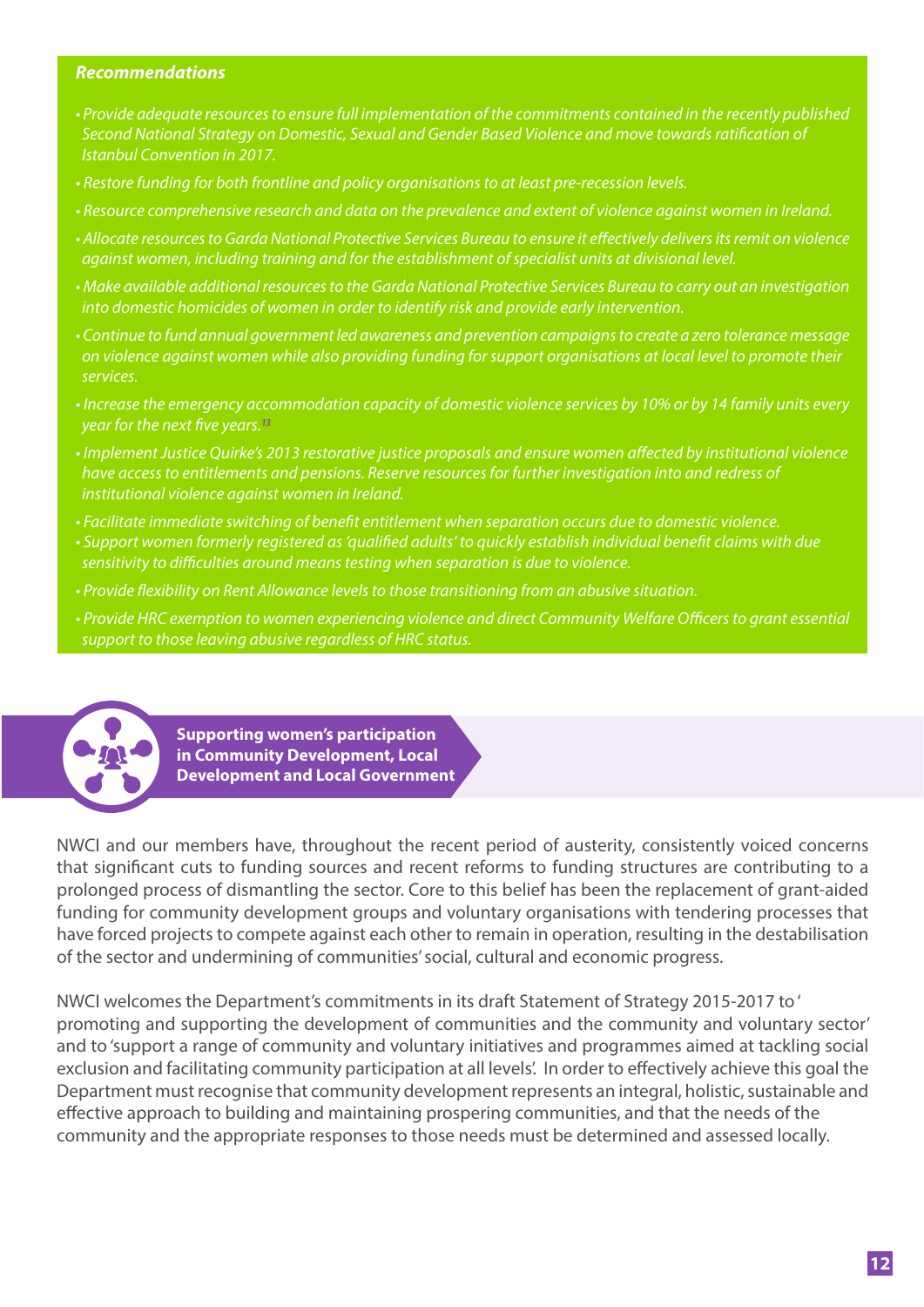***Recommendations***

- *Provide adequate resources to ensure full implementation of the commitments contained in the recently published Second National Strategy on Domestic, Sexual and Gender Based Violence and move towards ratification of Istanbul Convention in 2017.*
- *Restore funding for both frontline and policy organisations to at least pre-recession levels.*
- *Resource comprehensive research and data on the prevalence and extent of violence against women in Ireland.*
- *Allocate resources to Garda National Protective Services Bureau to ensure it effectively delivers its remit on violence against women, including training and for the establishment of specialist units at divisional level.*
- *Make available additional resources to the Garda National Protective Services Bureau to carry out an investigation into domestic homicides of women in order to identify risk and provide early intervention.*
- *Continue to fund annual government led awareness and prevention campaigns to create a zero tolerance message on violence against women while also providing funding for support organisations at local level to promote their services.*
- *Increase the emergency accommodation capacity of domestic violence services by 10% or by 14 family units every year for the next five years.*[13]
- *Implement Justice Quirke's 2013 restorative justice proposals and ensure women affected by institutional violence have access to entitlements and pensions. Reserve resources for further investigation into and redress of institutional violence against women in Ireland.*
- *Facilitate immediate switching of benefit entitlement when separation occurs due to domestic violence.*
- *Support women formerly registered as 'qualified adults' to quickly establish individual benefit claims with due sensitivity to difficulties around means testing when separation is due to violence.*
- *Provide flexibility on Rent Allowance levels to those transitioning from an abusive situation.*
- *Provide HRC exemption to women experiencing violence and direct Community Welfare Officers to grant essential support to those leaving abusive regardless of HRC status.*

## Supporting women's participation in Community Development, Local Development and Local Government

NWCI and our members have, throughout the recent period of austerity, consistently voiced concerns that significant cuts to funding sources and recent reforms to funding structures are contributing to a prolonged process of dismantling the sector. Core to this belief has been the replacement of grant-aided funding for community development groups and voluntary organisations with tendering processes that have forced projects to compete against each other to remain in operation, resulting in the destabilisation of the sector and undermining of communities' social, cultural and economic progress.

NWCI welcomes the Department's commitments in its draft Statement of Strategy 2015-2017 to ' promoting and supporting the development of communities and the community and voluntary sector' and to 'support a range of community and voluntary initiatives and programmes aimed at tackling social exclusion and facilitating community participation at all levels'. In order to effectively achieve this goal the Department must recognise that community development represents an integral, holistic, sustainable and effective approach to building and maintaining prospering communities, and that the needs of the community and the appropriate responses to those needs must be determined and assessed locally.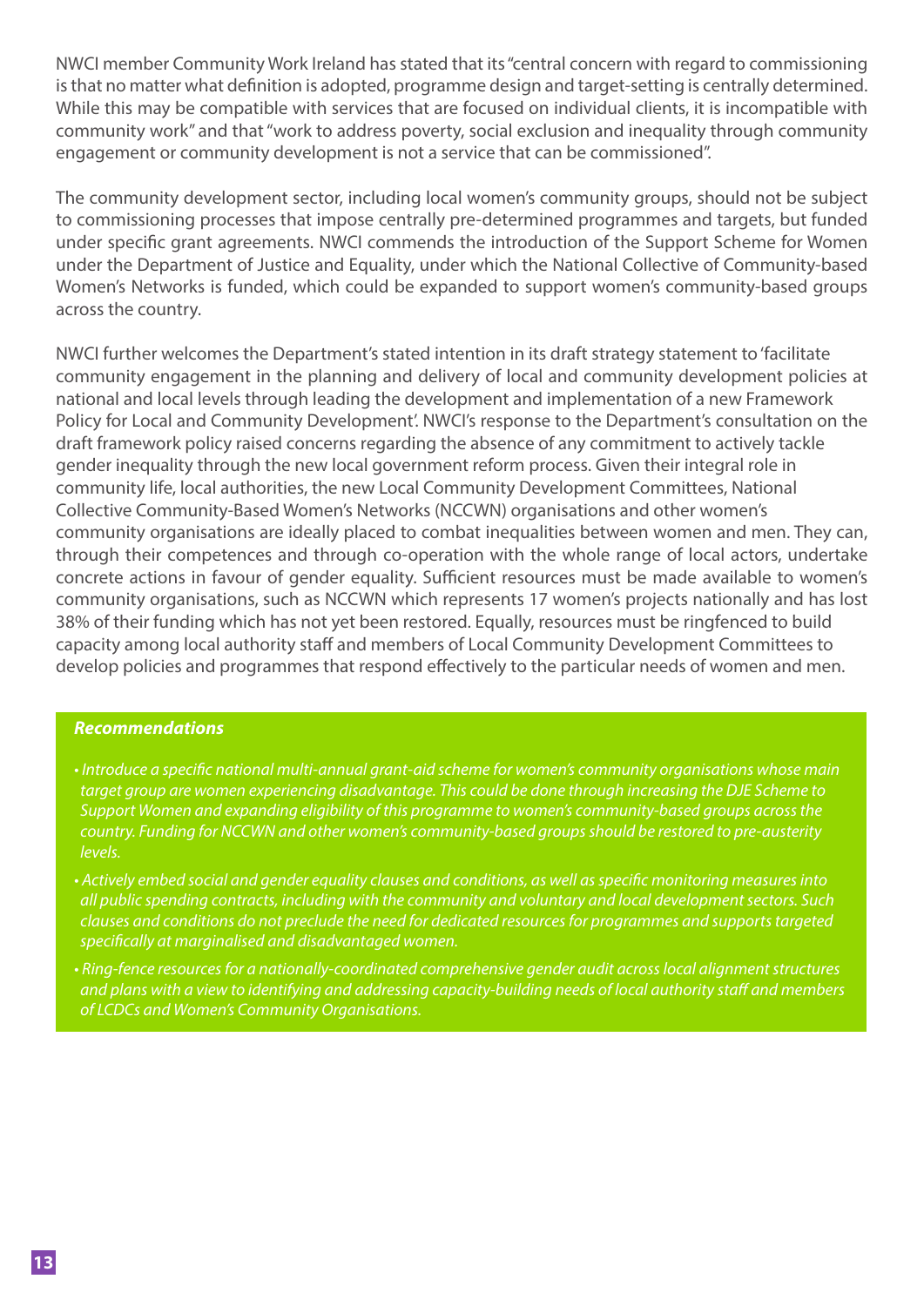NWCI member Community Work Ireland has stated that its "central concern with regard to commissioning is that no matter what definition is adopted, programme design and target-setting is centrally determined. While this may be compatible with services that are focused on individual clients, it is incompatible with community work" and that "work to address poverty, social exclusion and inequality through community engagement or community development is not a service that can be commissioned".

The community development sector, including local women's community groups, should not be subject to commissioning processes that impose centrally pre-determined programmes and targets, but funded under specific grant agreements. NWCI commends the introduction of the Support Scheme for Women under the Department of Justice and Equality, under which the National Collective of Community-based Women's Networks is funded, which could be expanded to support women's community-based groups across the country.

NWCI further welcomes the Department's stated intention in its draft strategy statement to 'facilitate community engagement in the planning and delivery of local and community development policies at national and local levels through leading the development and implementation of a new Framework Policy for Local and Community Development'. NWCI's response to the Department's consultation on the draft framework policy raised concerns regarding the absence of any commitment to actively tackle gender inequality through the new local government reform process. Given their integral role in community life, local authorities, the new Local Community Development Committees, National Collective Community-Based Women's Networks (NCCWN) organisations and other women's community organisations are ideally placed to combat inequalities between women and men. They can, through their competences and through co-operation with the whole range of local actors, undertake concrete actions in favour of gender equality. Sufficient resources must be made available to women's community organisations, such as NCCWN which represents 17 women's projects nationally and has lost 38% of their funding which has not yet been restored. Equally, resources must be ringfenced to build capacity among local authority staff and members of Local Community Development Committees to develop policies and programmes that respond effectively to the particular needs of women and men.

***Recommendations***

- *Introduce a specific national multi-annual grant-aid scheme for women's community organisations whose main target group are women experiencing disadvantage. This could be done through increasing the DJE Scheme to Support Women and expanding eligibility of this programme to women's community-based groups across the country. Funding for NCCWN and other women's community-based groups should be restored to pre-austerity levels.*
- *Actively embed social and gender equality clauses and conditions, as well as specific monitoring measures into all public spending contracts, including with the community and voluntary and local development sectors. Such clauses and conditions do not preclude the need for dedicated resources for programmes and supports targeted specifically at marginalised and disadvantaged women.*
- *Ring-fence resources for a nationally-coordinated comprehensive gender audit across local alignment structures and plans with a view to identifying and addressing capacity-building needs of local authority staff and members of LCDCs and Women's Community Organisations.*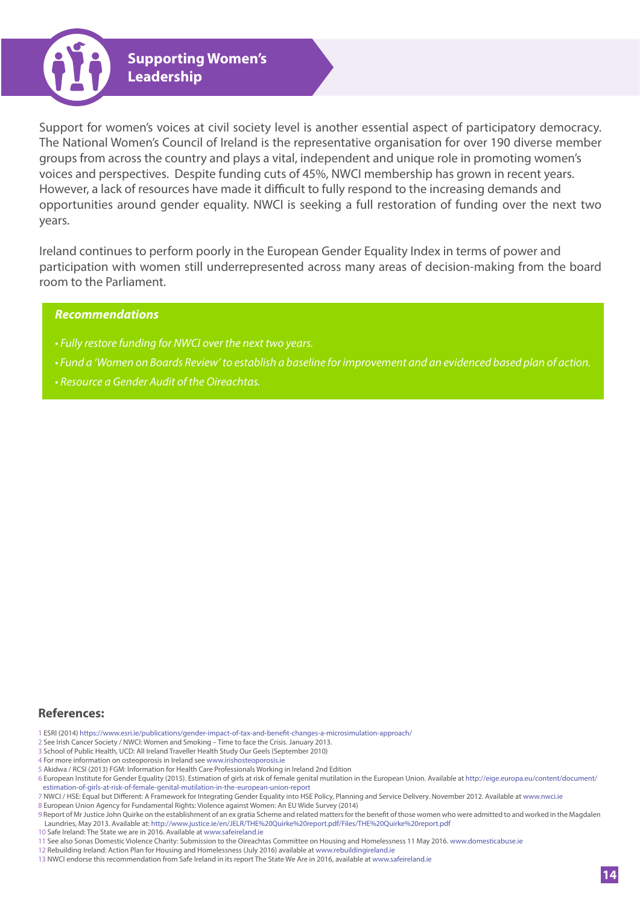## Supporting Women's Leadership

Support for women's voices at civil society level is another essential aspect of participatory democracy. The National Women's Council of Ireland is the representative organisation for over 190 diverse member groups from across the country and plays a vital, independent and unique role in promoting women's voices and perspectives. Despite funding cuts of 45%, NWCI membership has grown in recent years. However, a lack of resources have made it difficult to fully respond to the increasing demands and opportunities around gender equality. NWCI is seeking a full restoration of funding over the next two years.

Ireland continues to perform poorly in the European Gender Equality Index in terms of power and participation with women still underrepresented across many areas of decision-making from the board room to the Parliament.

***Recommendations***

- *Fully restore funding for NWCI over the next two years.*
- *Fund a 'Women on Boards Review' to establish a baseline for improvement and an evidenced based plan of action.*
- *Resource a Gender Audit of the Oireachtas.*

### References:

1 ESRI (2014) https://www.esri.ie/publications/gender-impact-of-tax-and-benefit-changes-a-microsimulation-approach/
2 See Irish Cancer Society / NWCI: Women and Smoking – Time to face the Crisis. January 2013.
3 School of Public Health, UCD: All Ireland Traveller Health Study Our Geels (September 2010)
4 For more information on osteoporosis in Ireland see www.irishosteoporosis.ie
5 Akidwa / RCSI (2013) FGM: Information for Health Care Professionals Working in Ireland 2nd Edition
6 European Institute for Gender Equality (2015). Estimation of girls at risk of female genital mutilation in the European Union. Available at http://eige.europa.eu/content/document/estimation-of-girls-at-risk-of-female-genital-mutilation-in-the-european-union-report
7 NWCI / HSE: Equal but Different: A Framework for Integrating Gender Equality into HSE Policy, Planning and Service Delivery. November 2012. Available at www.nwci.ie
8 European Union Agency for Fundamental Rights: Violence against Women: An EU Wide Survey (2014)
9 Report of Mr Justice John Quirke on the establishment of an ex gratia Scheme and related matters for the benefit of those women who were admitted to and worked in the Magdalen Laundries, May 2013. Available at: http://www.justice.ie/en/JELR/THE%20Quirke%20report.pdf/Files/THE%20Quirke%20report.pdf
10 Safe Ireland: The State we are in 2016. Available at www.safeireland.ie
11 See also Sonas Domestic Violence Charity: Submission to the Oireachtas Committee on Housing and Homelessness 11 May 2016. www.domesticabuse.ie
12 Rebuilding Ireland: Action Plan for Housing and Homelessness (July 2016) available at www.rebuildingireland.ie
13 NWCI endorse this recommendation from Safe Ireland in its report The State We Are in 2016, available at www.safeireland.ie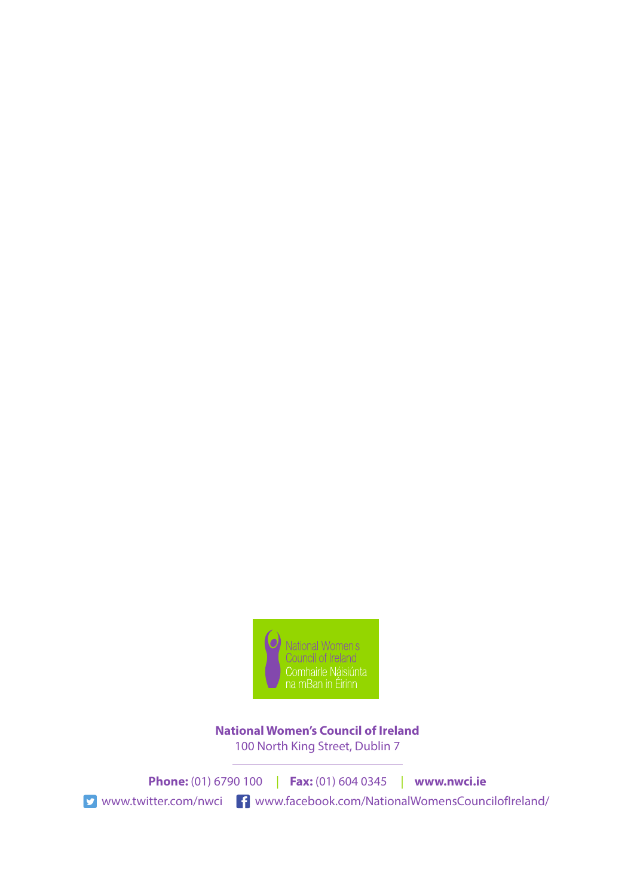National Women's Council of Ireland
Comhairle Náisiúnta na mBan in Éirinn

**National Women's Council of Ireland**
100 North King Street, Dublin 7

---

**Phone:** (01) 6790 100 | **Fax:** (01) 604 0345 | **www.nwci.ie**

www.twitter.com/nwci www.facebook.com/NationalWomensCouncilofIreland/